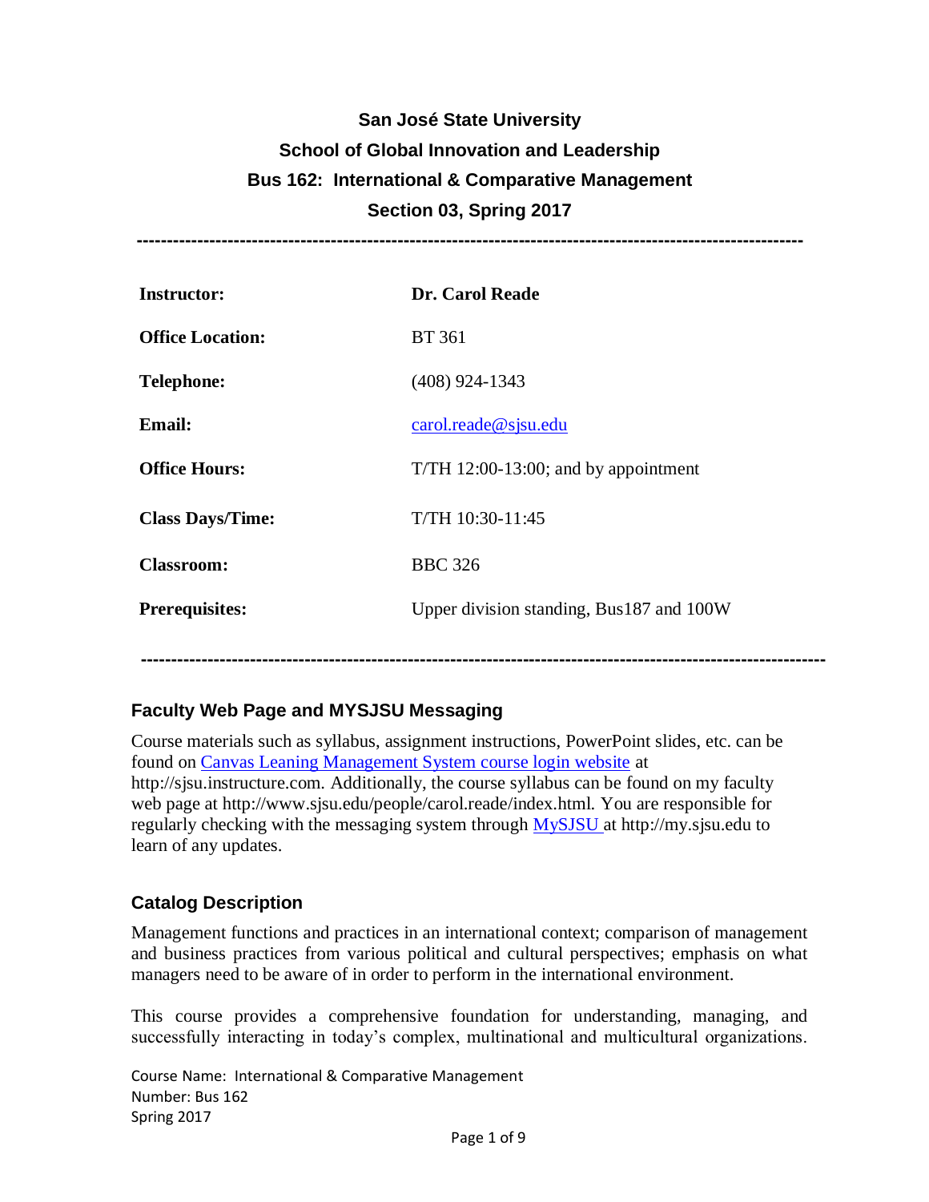# San José State University
## School of Global Innovation and Leadership
## Bus 162: International & Comparative Management
## Section 03, Spring 2017

| | |
|---|---|
| **Instructor:** | **Dr. Carol Reade** |
| **Office Location:** | BT 361 |
| **Telephone:** | (408) 924-1343 |
| **Email:** | carol.reade@sjsu.edu |
| **Office Hours:** | T/TH 12:00-13:00; and by appointment |
| **Class Days/Time:** | T/TH 10:30-11:45 |
| **Classroom:** | BBC 326 |
| **Prerequisites:** | Upper division standing, Bus187 and 100W |

## Faculty Web Page and MYSJSU Messaging

Course materials such as syllabus, assignment instructions, PowerPoint slides, etc. can be found on Canvas Leaning Management System course login website at http://sjsu.instructure.com. Additionally, the course syllabus can be found on my faculty web page at http://www.sjsu.edu/people/carol.reade/index.html. You are responsible for regularly checking with the messaging system through MySJSU at http://my.sjsu.edu to learn of any updates.

## Catalog Description

Management functions and practices in an international context; comparison of management and business practices from various political and cultural perspectives; emphasis on what managers need to be aware of in order to perform in the international environment.

This course provides a comprehensive foundation for understanding, managing, and successfully interacting in today's complex, multinational and multicultural organizations.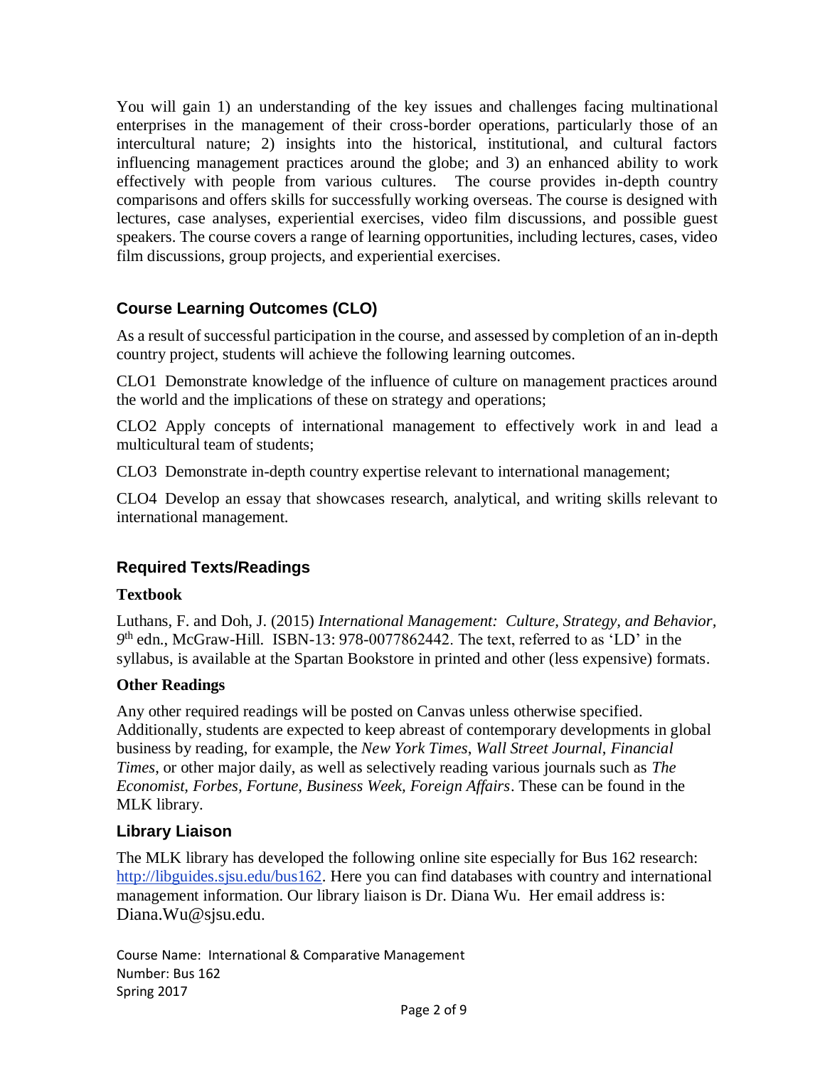You will gain 1) an understanding of the key issues and challenges facing multinational enterprises in the management of their cross-border operations, particularly those of an intercultural nature; 2) insights into the historical, institutional, and cultural factors influencing management practices around the globe; and 3) an enhanced ability to work effectively with people from various cultures. The course provides in-depth country comparisons and offers skills for successfully working overseas. The course is designed with lectures, case analyses, experiential exercises, video film discussions, and possible guest speakers. The course covers a range of learning opportunities, including lectures, cases, video film discussions, group projects, and experiential exercises.

## Course Learning Outcomes (CLO)

As a result of successful participation in the course, and assessed by completion of an in-depth country project, students will achieve the following learning outcomes.

CLO1 Demonstrate knowledge of the influence of culture on management practices around the world and the implications of these on strategy and operations;

CLO2 Apply concepts of international management to effectively work in and lead a multicultural team of students;

CLO3 Demonstrate in-depth country expertise relevant to international management;

CLO4 Develop an essay that showcases research, analytical, and writing skills relevant to international management.

## Required Texts/Readings

### Textbook

Luthans, F. and Doh, J. (2015) *International Management: Culture, Strategy, and Behavior*, *9th* edn., McGraw-Hill. ISBN-13: 978-0077862442. The text, referred to as 'LD' in the syllabus, is available at the Spartan Bookstore in printed and other (less expensive) formats.

### Other Readings

Any other required readings will be posted on Canvas unless otherwise specified. Additionally, students are expected to keep abreast of contemporary developments in global business by reading, for example, the *New York Times*, *Wall Street Journal*, *Financial Times*, or other major daily, as well as selectively reading various journals such as *The Economist, Forbes, Fortune, Business Week, Foreign Affairs*. These can be found in the MLK library.

## Library Liaison

The MLK library has developed the following online site especially for Bus 162 research: http://libguides.sjsu.edu/bus162. Here you can find databases with country and international management information. Our library liaison is Dr. Diana Wu. Her email address is: Diana.Wu@sjsu.edu.

Course Name: International & Comparative Management
Number: Bus 162
Spring 2017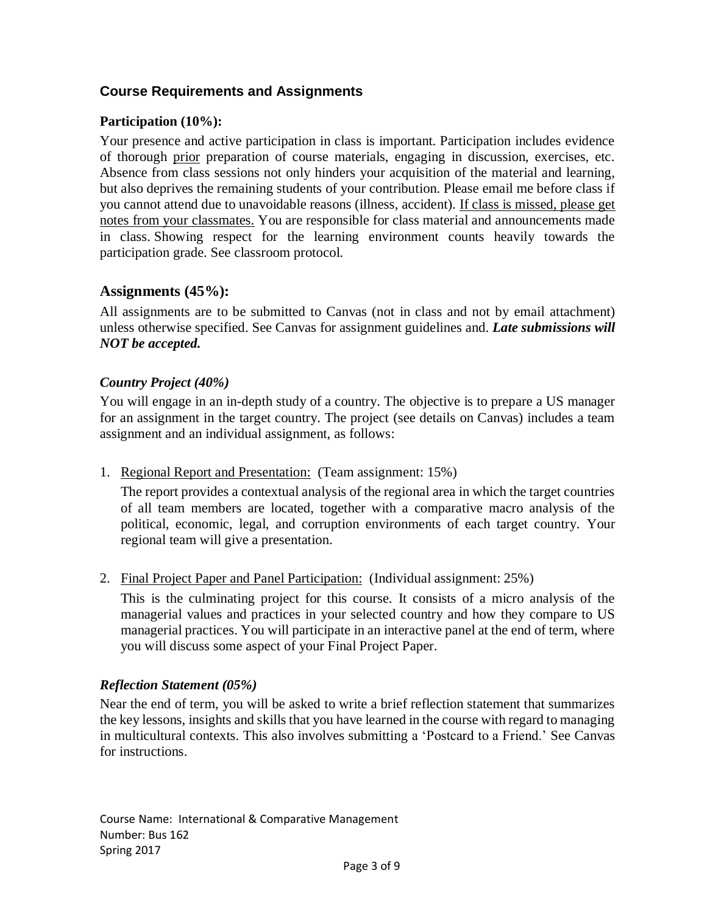## Course Requirements and Assignments

### Participation (10%):

Your presence and active participation in class is important. Participation includes evidence of thorough prior preparation of course materials, engaging in discussion, exercises, etc. Absence from class sessions not only hinders your acquisition of the material and learning, but also deprives the remaining students of your contribution. Please email me before class if you cannot attend due to unavoidable reasons (illness, accident). If class is missed, please get notes from your classmates. You are responsible for class material and announcements made in class. Showing respect for the learning environment counts heavily towards the participation grade. See classroom protocol.

### Assignments (45%):

All assignments are to be submitted to Canvas (not in class and not by email attachment) unless otherwise specified. See Canvas for assignment guidelines and. ***Late submissions will NOT be accepted.***

#### *Country Project (40%)*

You will engage in an in-depth study of a country. The objective is to prepare a US manager for an assignment in the target country. The project (see details on Canvas) includes a team assignment and an individual assignment, as follows:

1. Regional Report and Presentation: (Team assignment: 15%)

   The report provides a contextual analysis of the regional area in which the target countries of all team members are located, together with a comparative macro analysis of the political, economic, legal, and corruption environments of each target country. Your regional team will give a presentation.

2. Final Project Paper and Panel Participation: (Individual assignment: 25%)

   This is the culminating project for this course. It consists of a micro analysis of the managerial values and practices in your selected country and how they compare to US managerial practices. You will participate in an interactive panel at the end of term, where you will discuss some aspect of your Final Project Paper.

#### *Reflection Statement (05%)*

Near the end of term, you will be asked to write a brief reflection statement that summarizes the key lessons, insights and skills that you have learned in the course with regard to managing in multicultural contexts. This also involves submitting a 'Postcard to a Friend.' See Canvas for instructions.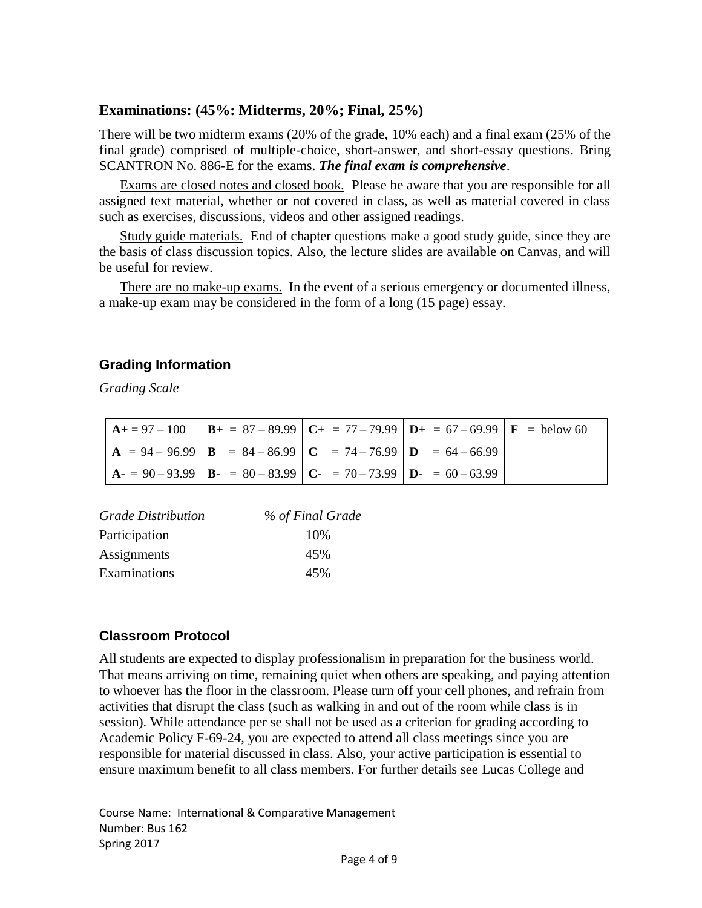## Examinations: (45%: Midterms, 20%; Final, 25%)

There will be two midterm exams (20% of the grade, 10% each) and a final exam (25% of the final grade) comprised of multiple-choice, short-answer, and short-essay questions. Bring SCANTRON No. 886-E for the exams. ***The final exam is comprehensive***.

Exams are closed notes and closed book. Please be aware that you are responsible for all assigned text material, whether or not covered in class, as well as material covered in class such as exercises, discussions, videos and other assigned readings.

Study guide materials. End of chapter questions make a good study guide, since they are the basis of class discussion topics. Also, the lecture slides are available on Canvas, and will be useful for review.

There are no make-up exams. In the event of a serious emergency or documented illness, a make-up exam may be considered in the form of a long (15 page) essay.

## Grading Information

*Grading Scale*

| | | | | |
|---|---|---|---|---|
| **A+** = 97 – 100 | **B+** = 87 – 89.99 | **C+** = 77 – 79.99 | **D+** = 67 – 69.99 | **F** = below 60 |
| **A** = 94 – 96.99 | **B** = 84 – 86.99 | **C** = 74 – 76.99 | **D** = 64 – 66.99 | |
| **A-** = 90 – 93.99 | **B-** = 80 – 83.99 | **C-** = 70 – 73.99 | **D-** = 60 – 63.99 | |

| *Grade Distribution* | *% of Final Grade* |
|---|---|
| Participation | 10% |
| Assignments | 45% |
| Examinations | 45% |

## Classroom Protocol

All students are expected to display professionalism in preparation for the business world. That means arriving on time, remaining quiet when others are speaking, and paying attention to whoever has the floor in the classroom. Please turn off your cell phones, and refrain from activities that disrupt the class (such as walking in and out of the room while class is in session). While attendance per se shall not be used as a criterion for grading according to Academic Policy F-69-24, you are expected to attend all class meetings since you are responsible for material discussed in class. Also, your active participation is essential to ensure maximum benefit to all class members. For further details see Lucas College and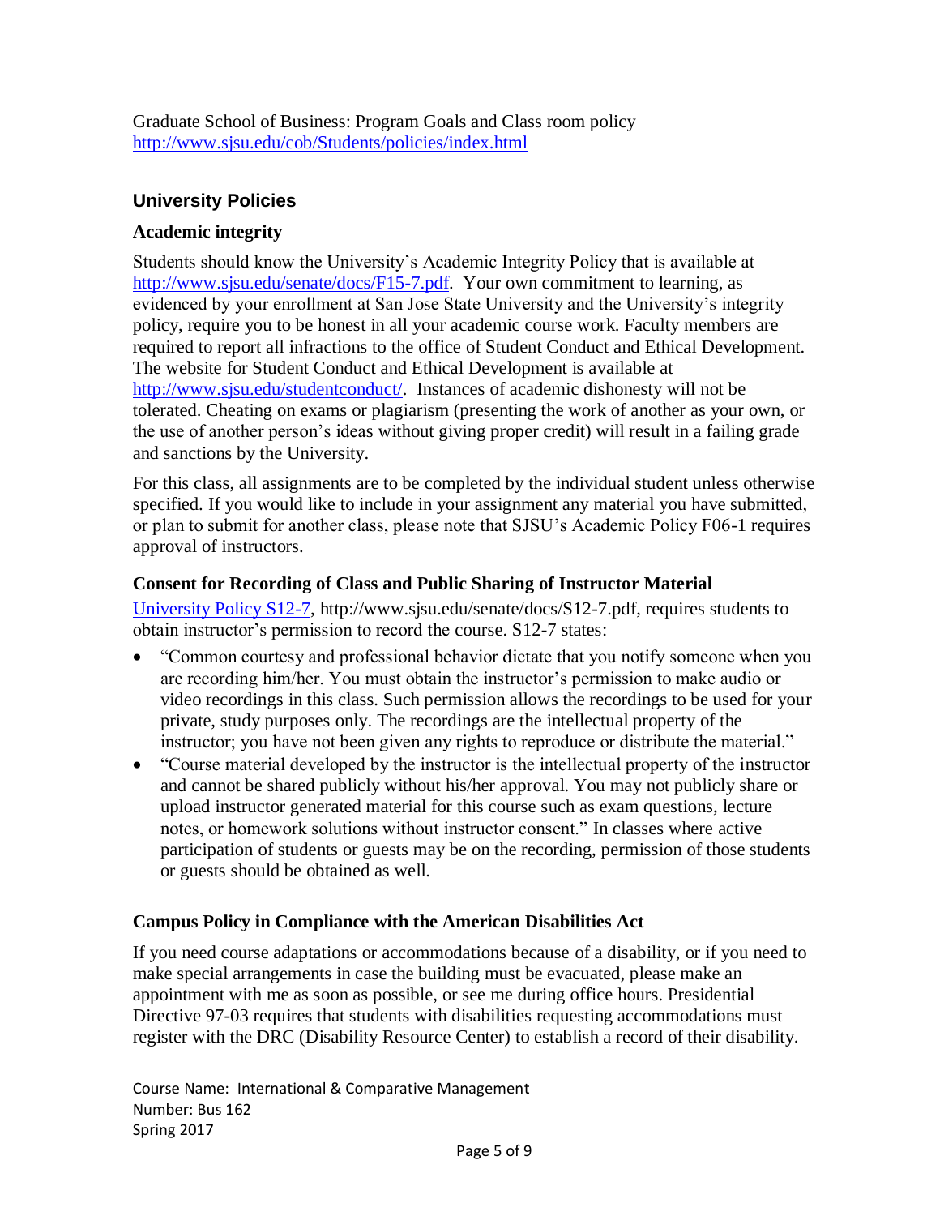Graduate School of Business: Program Goals and Class room policy
http://www.sjsu.edu/cob/Students/policies/index.html

## University Policies

### Academic integrity

Students should know the University's Academic Integrity Policy that is available at http://www.sjsu.edu/senate/docs/F15-7.pdf. Your own commitment to learning, as evidenced by your enrollment at San Jose State University and the University's integrity policy, require you to be honest in all your academic course work. Faculty members are required to report all infractions to the office of Student Conduct and Ethical Development. The website for Student Conduct and Ethical Development is available at http://www.sjsu.edu/studentconduct/. Instances of academic dishonesty will not be tolerated. Cheating on exams or plagiarism (presenting the work of another as your own, or the use of another person's ideas without giving proper credit) will result in a failing grade and sanctions by the University.

For this class, all assignments are to be completed by the individual student unless otherwise specified. If you would like to include in your assignment any material you have submitted, or plan to submit for another class, please note that SJSU's Academic Policy F06-1 requires approval of instructors.

### Consent for Recording of Class and Public Sharing of Instructor Material

University Policy S12-7, http://www.sjsu.edu/senate/docs/S12-7.pdf, requires students to obtain instructor's permission to record the course. S12-7 states:

- "Common courtesy and professional behavior dictate that you notify someone when you are recording him/her. You must obtain the instructor's permission to make audio or video recordings in this class. Such permission allows the recordings to be used for your private, study purposes only. The recordings are the intellectual property of the instructor; you have not been given any rights to reproduce or distribute the material."
- "Course material developed by the instructor is the intellectual property of the instructor and cannot be shared publicly without his/her approval. You may not publicly share or upload instructor generated material for this course such as exam questions, lecture notes, or homework solutions without instructor consent." In classes where active participation of students or guests may be on the recording, permission of those students or guests should be obtained as well.

### Campus Policy in Compliance with the American Disabilities Act

If you need course adaptations or accommodations because of a disability, or if you need to make special arrangements in case the building must be evacuated, please make an appointment with me as soon as possible, or see me during office hours. Presidential Directive 97-03 requires that students with disabilities requesting accommodations must register with the DRC (Disability Resource Center) to establish a record of their disability.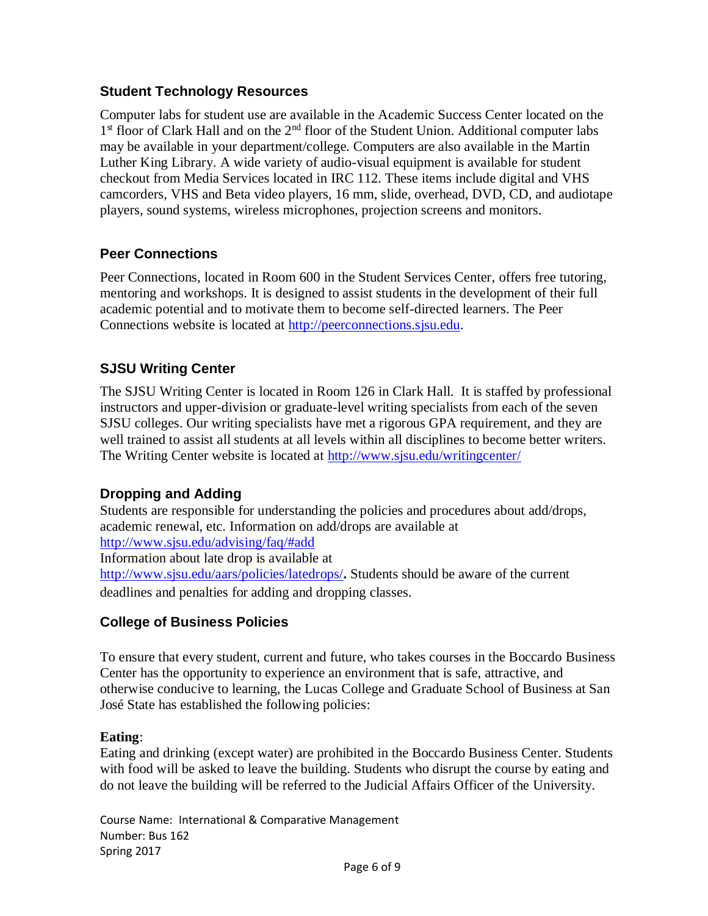### Student Technology Resources

Computer labs for student use are available in the Academic Success Center located on the 1st floor of Clark Hall and on the 2nd floor of the Student Union. Additional computer labs may be available in your department/college. Computers are also available in the Martin Luther King Library. A wide variety of audio-visual equipment is available for student checkout from Media Services located in IRC 112. These items include digital and VHS camcorders, VHS and Beta video players, 16 mm, slide, overhead, DVD, CD, and audiotape players, sound systems, wireless microphones, projection screens and monitors.

### Peer Connections

Peer Connections, located in Room 600 in the Student Services Center, offers free tutoring, mentoring and workshops. It is designed to assist students in the development of their full academic potential and to motivate them to become self-directed learners. The Peer Connections website is located at http://peerconnections.sjsu.edu.

### SJSU Writing Center

The SJSU Writing Center is located in Room 126 in Clark Hall. It is staffed by professional instructors and upper-division or graduate-level writing specialists from each of the seven SJSU colleges. Our writing specialists have met a rigorous GPA requirement, and they are well trained to assist all students at all levels within all disciplines to become better writers. The Writing Center website is located at http://www.sjsu.edu/writingcenter/

### Dropping and Adding

Students are responsible for understanding the policies and procedures about add/drops, academic renewal, etc. Information on add/drops are available at
http://www.sjsu.edu/advising/faq/#add
Information about late drop is available at
http://www.sjsu.edu/aars/policies/latedrops/**.** Students should be aware of the current deadlines and penalties for adding and dropping classes.

### College of Business Policies

To ensure that every student, current and future, who takes courses in the Boccardo Business Center has the opportunity to experience an environment that is safe, attractive, and otherwise conducive to learning, the Lucas College and Graduate School of Business at San José State has established the following policies:

**Eating**:
Eating and drinking (except water) are prohibited in the Boccardo Business Center. Students with food will be asked to leave the building. Students who disrupt the course by eating and do not leave the building will be referred to the Judicial Affairs Officer of the University.

Course Name: International & Comparative Management
Number: Bus 162
Spring 2017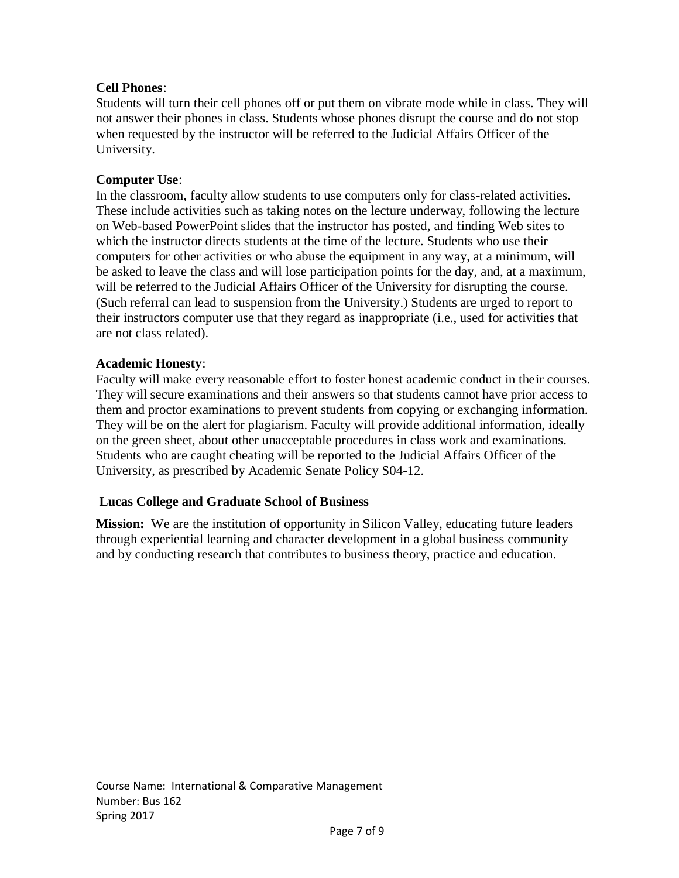**Cell Phones**:
Students will turn their cell phones off or put them on vibrate mode while in class. They will not answer their phones in class. Students whose phones disrupt the course and do not stop when requested by the instructor will be referred to the Judicial Affairs Officer of the University.

**Computer Use**:
In the classroom, faculty allow students to use computers only for class-related activities. These include activities such as taking notes on the lecture underway, following the lecture on Web-based PowerPoint slides that the instructor has posted, and finding Web sites to which the instructor directs students at the time of the lecture. Students who use their computers for other activities or who abuse the equipment in any way, at a minimum, will be asked to leave the class and will lose participation points for the day, and, at a maximum, will be referred to the Judicial Affairs Officer of the University for disrupting the course. (Such referral can lead to suspension from the University.) Students are urged to report to their instructors computer use that they regard as inappropriate (i.e., used for activities that are not class related).

**Academic Honesty**:
Faculty will make every reasonable effort to foster honest academic conduct in their courses. They will secure examinations and their answers so that students cannot have prior access to them and proctor examinations to prevent students from copying or exchanging information. They will be on the alert for plagiarism. Faculty will provide additional information, ideally on the green sheet, about other unacceptable procedures in class work and examinations. Students who are caught cheating will be reported to the Judicial Affairs Officer of the University, as prescribed by Academic Senate Policy S04-12.

## Lucas College and Graduate School of Business

**Mission:** We are the institution of opportunity in Silicon Valley, educating future leaders through experiential learning and character development in a global business community and by conducting research that contributes to business theory, practice and education.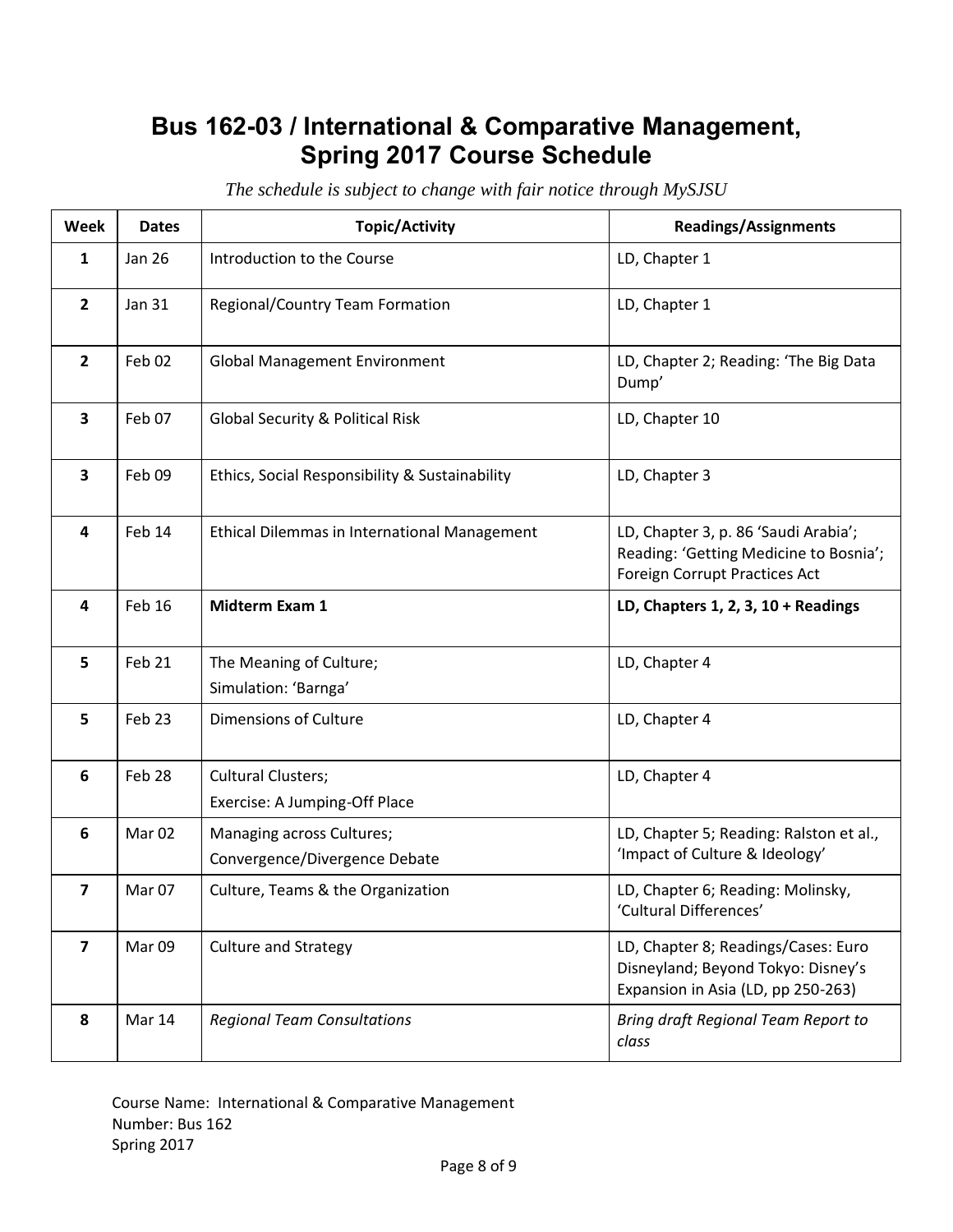# Bus 162-03 / International & Comparative Management, Spring 2017 Course Schedule

*The schedule is subject to change with fair notice through MySJSU*

| Week | Dates | Topic/Activity | Readings/Assignments |
|---|---|---|---|
| 1 | Jan 26 | Introduction to the Course | LD, Chapter 1 |
| 2 | Jan 31 | Regional/Country Team Formation | LD, Chapter 1 |
| 2 | Feb 02 | Global Management Environment | LD, Chapter 2; Reading: 'The Big Data Dump' |
| 3 | Feb 07 | Global Security & Political Risk | LD, Chapter 10 |
| 3 | Feb 09 | Ethics, Social Responsibility & Sustainability | LD, Chapter 3 |
| 4 | Feb 14 | Ethical Dilemmas in International Management | LD, Chapter 3, p. 86 'Saudi Arabia'; Reading: 'Getting Medicine to Bosnia'; Foreign Corrupt Practices Act |
| 4 | Feb 16 | **Midterm Exam 1** | **LD, Chapters 1, 2, 3, 10 + Readings** |
| 5 | Feb 21 | The Meaning of Culture; Simulation: 'Barnga' | LD, Chapter 4 |
| 5 | Feb 23 | Dimensions of Culture | LD, Chapter 4 |
| 6 | Feb 28 | Cultural Clusters; Exercise: A Jumping-Off Place | LD, Chapter 4 |
| 6 | Mar 02 | Managing across Cultures; Convergence/Divergence Debate | LD, Chapter 5; Reading: Ralston et al., 'Impact of Culture & Ideology' |
| 7 | Mar 07 | Culture, Teams & the Organization | LD, Chapter 6; Reading: Molinsky, 'Cultural Differences' |
| 7 | Mar 09 | Culture and Strategy | LD, Chapter 8; Readings/Cases: Euro Disneyland; Beyond Tokyo: Disney's Expansion in Asia (LD, pp 250-263) |
| 8 | Mar 14 | *Regional Team Consultations* | *Bring draft Regional Team Report to class* |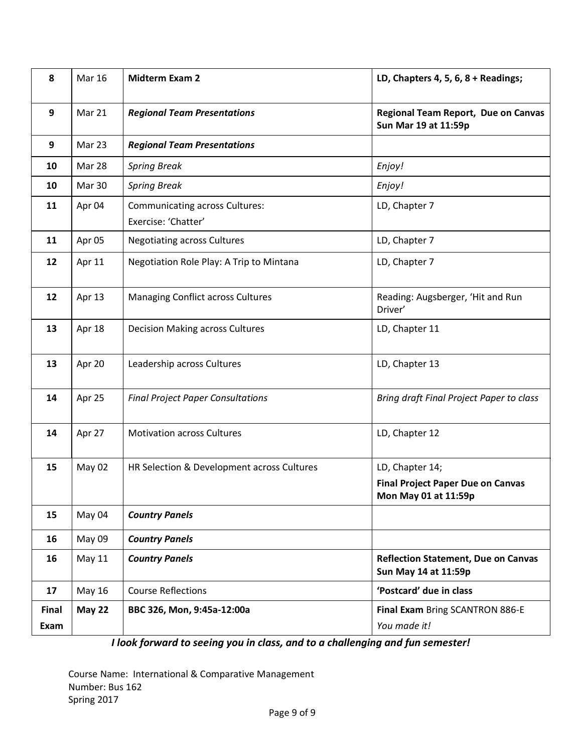| | | | |
|---|---|---|---|
| **8** | Mar 16 | **Midterm Exam 2** | **LD, Chapters 4, 5, 6, 8 + Readings;** |
| **9** | Mar 21 | ***Regional Team Presentations*** | **Regional Team Report, Due on Canvas Sun Mar 19 at 11:59p** |
| **9** | Mar 23 | ***Regional Team Presentations*** | |
| **10** | Mar 28 | *Spring Break* | *Enjoy!* |
| **10** | Mar 30 | *Spring Break* | *Enjoy!* |
| **11** | Apr 04 | Communicating across Cultures: Exercise: 'Chatter' | LD, Chapter 7 |
| **11** | Apr 05 | Negotiating across Cultures | LD, Chapter 7 |
| **12** | Apr 11 | Negotiation Role Play: A Trip to Mintana | LD, Chapter 7 |
| **12** | Apr 13 | Managing Conflict across Cultures | Reading: Augsberger, 'Hit and Run Driver' |
| **13** | Apr 18 | Decision Making across Cultures | LD, Chapter 11 |
| **13** | Apr 20 | Leadership across Cultures | LD, Chapter 13 |
| **14** | Apr 25 | *Final Project Paper Consultations* | *Bring draft Final Project Paper to class* |
| **14** | Apr 27 | Motivation across Cultures | LD, Chapter 12 |
| **15** | May 02 | HR Selection & Development across Cultures | LD, Chapter 14; **Final Project Paper Due on Canvas Mon May 01 at 11:59p** |
| **15** | May 04 | ***Country Panels*** | |
| **16** | May 09 | ***Country Panels*** | |
| **16** | May 11 | ***Country Panels*** | **Reflection Statement, Due on Canvas Sun May 14 at 11:59p** |
| **17** | May 16 | Course Reflections | **'Postcard' due in class** |
| **Final Exam** | **May 22** | **BBC 326, Mon, 9:45a-12:00a** | **Final Exam** Bring SCANTRON 886-E *You made it!* |

***I look forward to seeing you in class, and to a challenging and fun semester!***

Course Name: International & Comparative Management
Number: Bus 162
Spring 2017